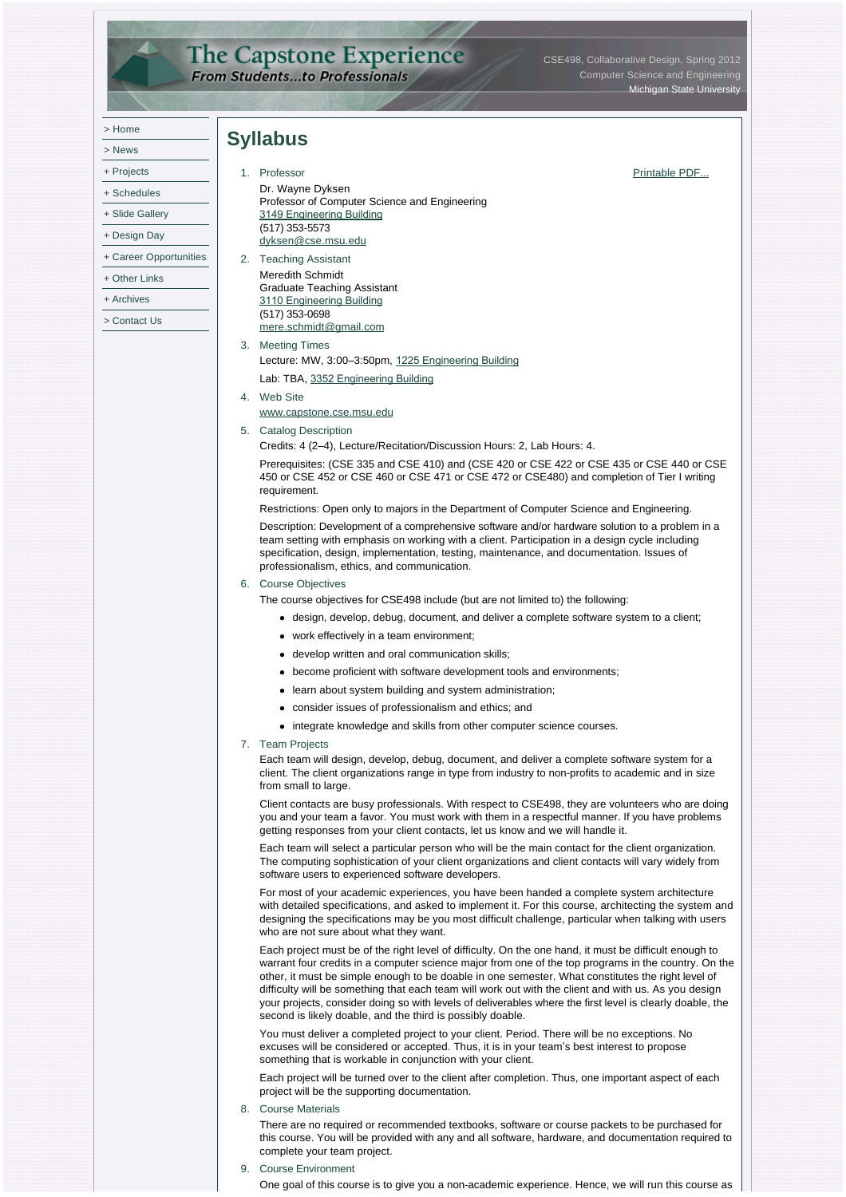The Capstone Experience
From Students...to Professionals

CSE498, Collaborative Design, Spring 2012
Computer Science and Engineering
Michigan State University

- > Home
- > News
- + Projects
- + Schedules
- + Slide Gallery
- + Design Day
- + Career Opportunities
- + Other Links
- + Archives
- > Contact Us

# Syllabus

Printable PDF...

1. Professor

   Dr. Wayne Dyksen
   Professor of Computer Science and Engineering
   3149 Engineering Building
   (517) 353-5573
   dyksen@cse.msu.edu

2. Teaching Assistant

   Meredith Schmidt
   Graduate Teaching Assistant
   3110 Engineering Building
   (517) 353-0698
   mere.schmidt@gmail.com

3. Meeting Times

   Lecture: MW, 3:00–3:50pm, 1225 Engineering Building

   Lab: TBA, 3352 Engineering Building

4. Web Site

   www.capstone.cse.msu.edu

5. Catalog Description

   Credits: 4 (2–4), Lecture/Recitation/Discussion Hours: 2, Lab Hours: 4.

   Prerequisites: (CSE 335 and CSE 410) and (CSE 420 or CSE 422 or CSE 435 or CSE 440 or CSE 450 or CSE 452 or CSE 460 or CSE 471 or CSE 472 or CSE480) and completion of Tier I writing requirement.

   Restrictions: Open only to majors in the Department of Computer Science and Engineering.

   Description: Development of a comprehensive software and/or hardware solution to a problem in a team setting with emphasis on working with a client. Participation in a design cycle including specification, design, implementation, testing, maintenance, and documentation. Issues of professionalism, ethics, and communication.

6. Course Objectives

   The course objectives for CSE498 include (but are not limited to) the following:

   - design, develop, debug, document, and deliver a complete software system to a client;
   - work effectively in a team environment;
   - develop written and oral communication skills;
   - become proficient with software development tools and environments;
   - learn about system building and system administration;
   - consider issues of professionalism and ethics; and
   - integrate knowledge and skills from other computer science courses.

7. Team Projects

   Each team will design, develop, debug, document, and deliver a complete software system for a client. The client organizations range in type from industry to non-profits to academic and in size from small to large.

   Client contacts are busy professionals. With respect to CSE498, they are volunteers who are doing you and your team a favor. You must work with them in a respectful manner. If you have problems getting responses from your client contacts, let us know and we will handle it.

   Each team will select a particular person who will be the main contact for the client organization. The computing sophistication of your client organizations and client contacts will vary widely from software users to experienced software developers.

   For most of your academic experiences, you have been handed a complete system architecture with detailed specifications, and asked to implement it. For this course, architecting the system and designing the specifications may be you most difficult challenge, particular when talking with users who are not sure about what they want.

   Each project must be of the right level of difficulty. On the one hand, it must be difficult enough to warrant four credits in a computer science major from one of the top programs in the country. On the other, it must be simple enough to be doable in one semester. What constitutes the right level of difficulty will be something that each team will work out with the client and with us. As you design your projects, consider doing so with levels of deliverables where the first level is clearly doable, the second is likely doable, and the third is possibly doable.

   You must deliver a completed project to your client. Period. There will be no exceptions. No excuses will be considered or accepted. Thus, it is in your team's best interest to propose something that is workable in conjunction with your client.

   Each project will be turned over to the client after completion. Thus, one important aspect of each project will be the supporting documentation.

8. Course Materials

   There are no required or recommended textbooks, software or course packets to be purchased for this course. You will be provided with any and all software, hardware, and documentation required to complete your team project.

9. Course Environment

   One goal of this course is to give you a non-academic experience. Hence, we will run this course as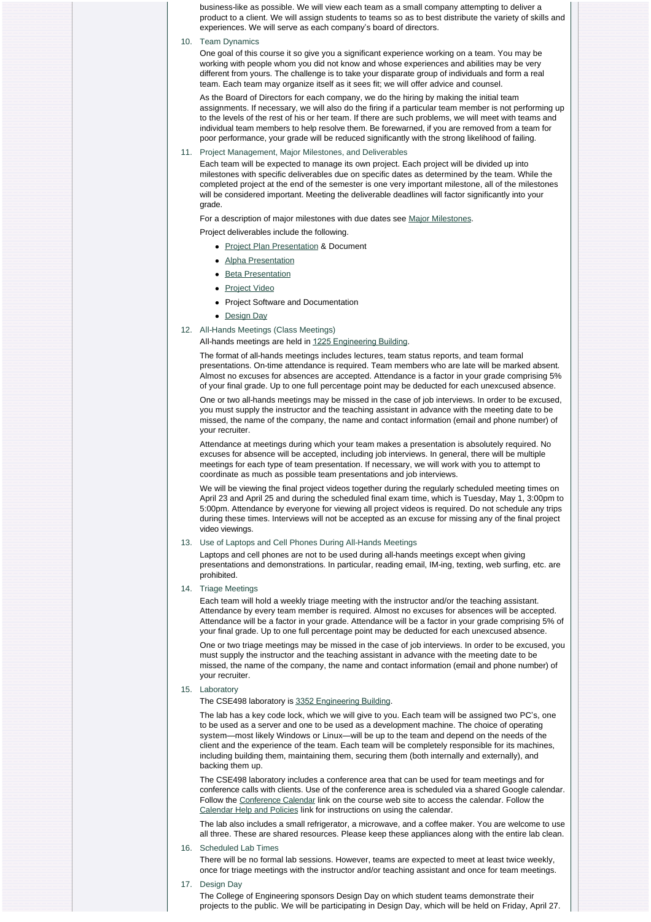business-like as possible. We will view each team as a small company attempting to deliver a product to a client. We will assign students to teams so as to best distribute the variety of skills and experiences. We will serve as each company's board of directors.

10. Team Dynamics

    One goal of this course it so give you a significant experience working on a team. You may be working with people whom you did not know and whose experiences and abilities may be very different from yours. The challenge is to take your disparate group of individuals and form a real team. Each team may organize itself as it sees fit; we will offer advice and counsel.

    As the Board of Directors for each company, we do the hiring by making the initial team assignments. If necessary, we will also do the firing if a particular team member is not performing up to the levels of the rest of his or her team. If there are such problems, we will meet with teams and individual team members to help resolve them. Be forewarned, if you are removed from a team for poor performance, your grade will be reduced significantly with the strong likelihood of failing.

11. Project Management, Major Milestones, and Deliverables

    Each team will be expected to manage its own project. Each project will be divided up into milestones with specific deliverables due on specific dates as determined by the team. While the completed project at the end of the semester is one very important milestone, all of the milestones will be considered important. Meeting the deliverable deadlines will factor significantly into your grade.

    For a description of major milestones with due dates see Major Milestones.

    Project deliverables include the following.

    - Project Plan Presentation & Document
    - Alpha Presentation
    - Beta Presentation
    - Project Video
    - Project Software and Documentation
    - Design Day

12. All-Hands Meetings (Class Meetings)

    All-hands meetings are held in 1225 Engineering Building.

    The format of all-hands meetings includes lectures, team status reports, and team formal presentations. On-time attendance is required. Team members who are late will be marked absent. Almost no excuses for absences are accepted. Attendance is a factor in your grade comprising 5% of your final grade. Up to one full percentage point may be deducted for each unexcused absence.

    One or two all-hands meetings may be missed in the case of job interviews. In order to be excused, you must supply the instructor and the teaching assistant in advance with the meeting date to be missed, the name of the company, the name and contact information (email and phone number) of your recruiter.

    Attendance at meetings during which your team makes a presentation is absolutely required. No excuses for absence will be accepted, including job interviews. In general, there will be multiple meetings for each type of team presentation. If necessary, we will work with you to attempt to coordinate as much as possible team presentations and job interviews.

    We will be viewing the final project videos together during the regularly scheduled meeting times on April 23 and April 25 and during the scheduled final exam time, which is Tuesday, May 1, 3:00pm to 5:00pm. Attendance by everyone for viewing all project videos is required. Do not schedule any trips during these times. Interviews will not be accepted as an excuse for missing any of the final project video viewings.

13. Use of Laptops and Cell Phones During All-Hands Meetings

    Laptops and cell phones are not to be used during all-hands meetings except when giving presentations and demonstrations. In particular, reading email, IM-ing, texting, web surfing, etc. are prohibited.

14. Triage Meetings

    Each team will hold a weekly triage meeting with the instructor and/or the teaching assistant. Attendance by every team member is required. Almost no excuses for absences will be accepted. Attendance will be a factor in your grade. Attendance will be a factor in your grade comprising 5% of your final grade. Up to one full percentage point may be deducted for each unexcused absence.

    One or two triage meetings may be missed in the case of job interviews. In order to be excused, you must supply the instructor and the teaching assistant in advance with the meeting date to be missed, the name of the company, the name and contact information (email and phone number) of your recruiter.

15. Laboratory

    The CSE498 laboratory is 3352 Engineering Building.

    The lab has a key code lock, which we will give to you. Each team will be assigned two PC's, one to be used as a server and one to be used as a development machine. The choice of operating system—most likely Windows or Linux—will be up to the team and depend on the needs of the client and the experience of the team. Each team will be completely responsible for its machines, including building them, maintaining them, securing them (both internally and externally), and backing them up.

    The CSE498 laboratory includes a conference area that can be used for team meetings and for conference calls with clients. Use of the conference area is scheduled via a shared Google calendar. Follow the Conference Calendar link on the course web site to access the calendar. Follow the Calendar Help and Policies link for instructions on using the calendar.

    The lab also includes a small refrigerator, a microwave, and a coffee maker. You are welcome to use all three. These are shared resources. Please keep these appliances along with the entire lab clean.

16. Scheduled Lab Times

    There will be no formal lab sessions. However, teams are expected to meet at least twice weekly, once for triage meetings with the instructor and/or teaching assistant and once for team meetings.

17. Design Day

    The College of Engineering sponsors Design Day on which student teams demonstrate their projects to the public. We will be participating in Design Day, which will be held on Friday, April 27.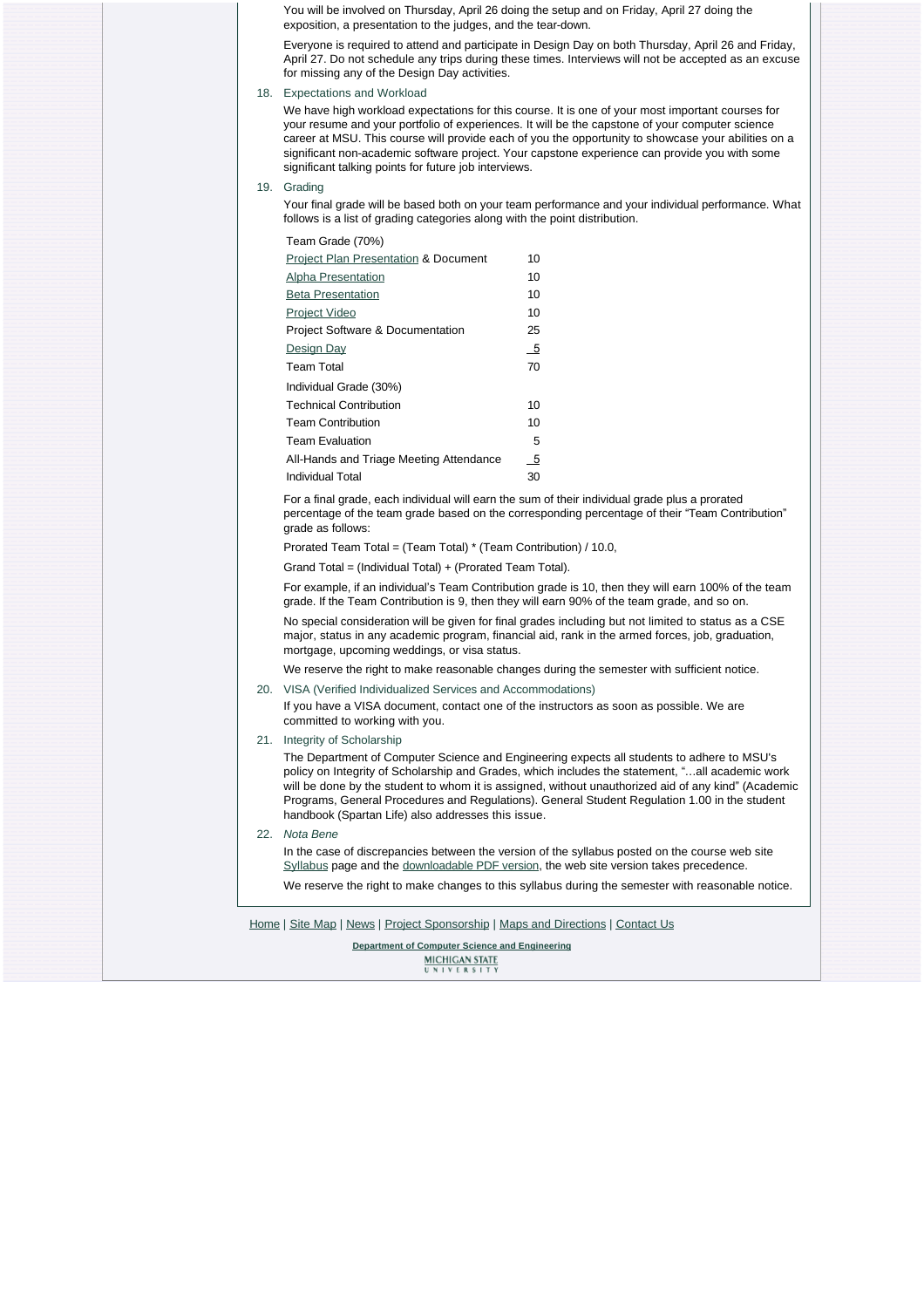You will be involved on Thursday, April 26 doing the setup and on Friday, April 27 doing the exposition, a presentation to the judges, and the tear-down.

Everyone is required to attend and participate in Design Day on both Thursday, April 26 and Friday, April 27. Do not schedule any trips during these times. Interviews will not be accepted as an excuse for missing any of the Design Day activities.

18. Expectations and Workload

We have high workload expectations for this course. It is one of your most important courses for your resume and your portfolio of experiences. It will be the capstone of your computer science career at MSU. This course will provide each of you the opportunity to showcase your abilities on a significant non-academic software project. Your capstone experience can provide you with some significant talking points for future job interviews.

19. Grading

Your final grade will be based both on your team performance and your individual performance. What follows is a list of grading categories along with the point distribution.

| | |
|---|---|
| Team Grade (70%) | |
| Project Plan Presentation & Document | 10 |
| Alpha Presentation | 10 |
| Beta Presentation | 10 |
| Project Video | 10 |
| Project Software & Documentation | 25 |
| Design Day | 5 |
| Team Total | 70 |
| Individual Grade (30%) | |
| Technical Contribution | 10 |
| Team Contribution | 10 |
| Team Evaluation | 5 |
| All-Hands and Triage Meeting Attendance | 5 |
| Individual Total | 30 |

For a final grade, each individual will earn the sum of their individual grade plus a prorated percentage of the team grade based on the corresponding percentage of their "Team Contribution" grade as follows:

Prorated Team Total = (Team Total) * (Team Contribution) / 10.0,

Grand Total = (Individual Total) + (Prorated Team Total).

For example, if an individual's Team Contribution grade is 10, then they will earn 100% of the team grade. If the Team Contribution is 9, then they will earn 90% of the team grade, and so on.

No special consideration will be given for final grades including but not limited to status as a CSE major, status in any academic program, financial aid, rank in the armed forces, job, graduation, mortgage, upcoming weddings, or visa status.

We reserve the right to make reasonable changes during the semester with sufficient notice.

20. VISA (Verified Individualized Services and Accommodations)

If you have a VISA document, contact one of the instructors as soon as possible. We are committed to working with you.

21. Integrity of Scholarship

The Department of Computer Science and Engineering expects all students to adhere to MSU's policy on Integrity of Scholarship and Grades, which includes the statement, "…all academic work will be done by the student to whom it is assigned, without unauthorized aid of any kind" (Academic Programs, General Procedures and Regulations). General Student Regulation 1.00 in the student handbook (Spartan Life) also addresses this issue.

22. *Nota Bene*

In the case of discrepancies between the version of the syllabus posted on the course web site Syllabus page and the downloadable PDF version, the web site version takes precedence.

We reserve the right to make changes to this syllabus during the semester with reasonable notice.

Home | Site Map | News | Project Sponsorship | Maps and Directions | Contact Us

Department of Computer Science and Engineering

MICHIGAN STATE UNIVERSITY